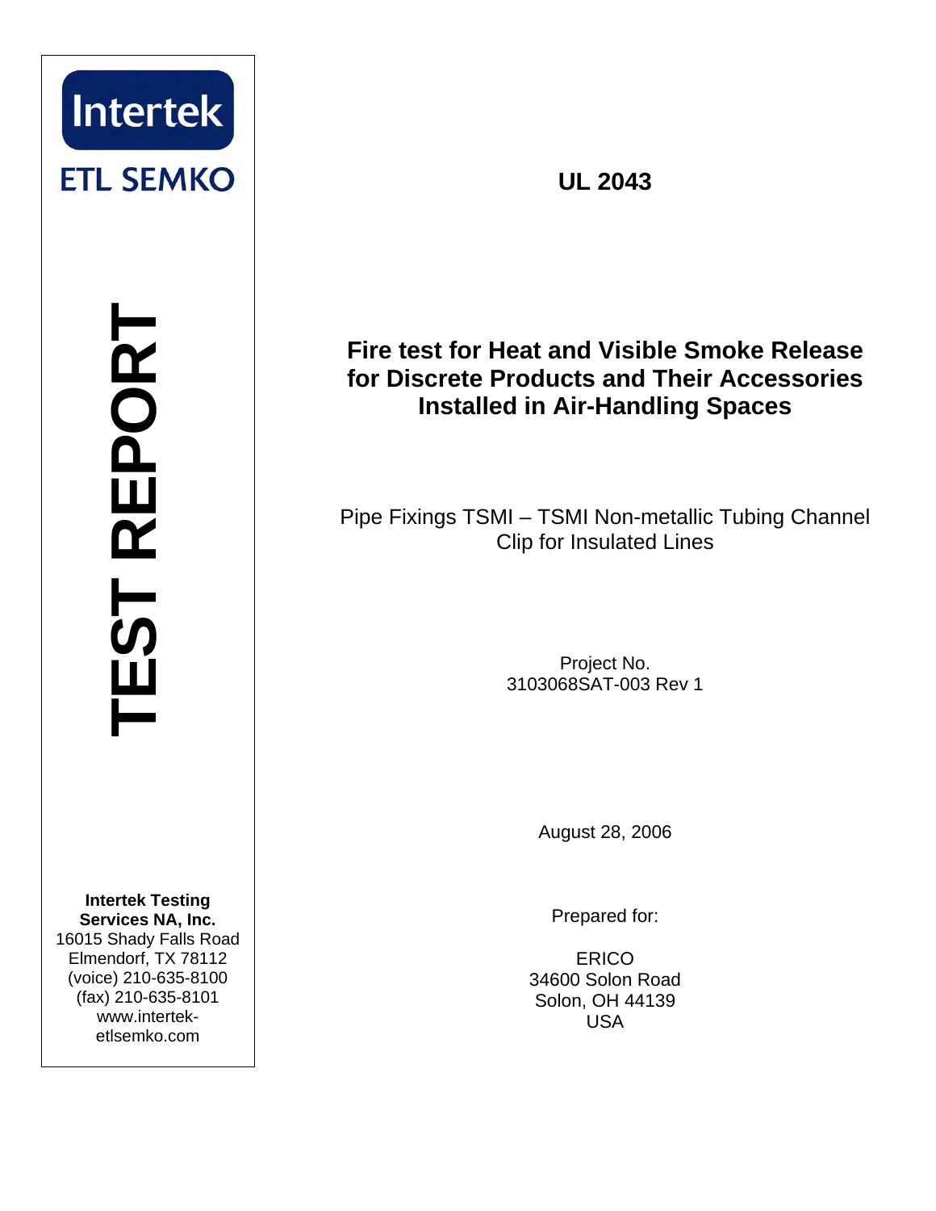Intertek

ETL SEMKO

# TEST REPORT

**Intertek Testing Services NA, Inc.**
16015 Shady Falls Road
Elmendorf, TX 78112
(voice) 210-635-8100
(fax) 210-635-8101
www.intertek-etlsemko.com

## UL 2043

## Fire test for Heat and Visible Smoke Release for Discrete Products and Their Accessories Installed in Air-Handling Spaces

Pipe Fixings TSMI – TSMI Non-metallic Tubing Channel Clip for Insulated Lines

Project No.
3103068SAT-003 Rev 1

August 28, 2006

Prepared for:

ERICO
34600 Solon Road
Solon, OH 44139
USA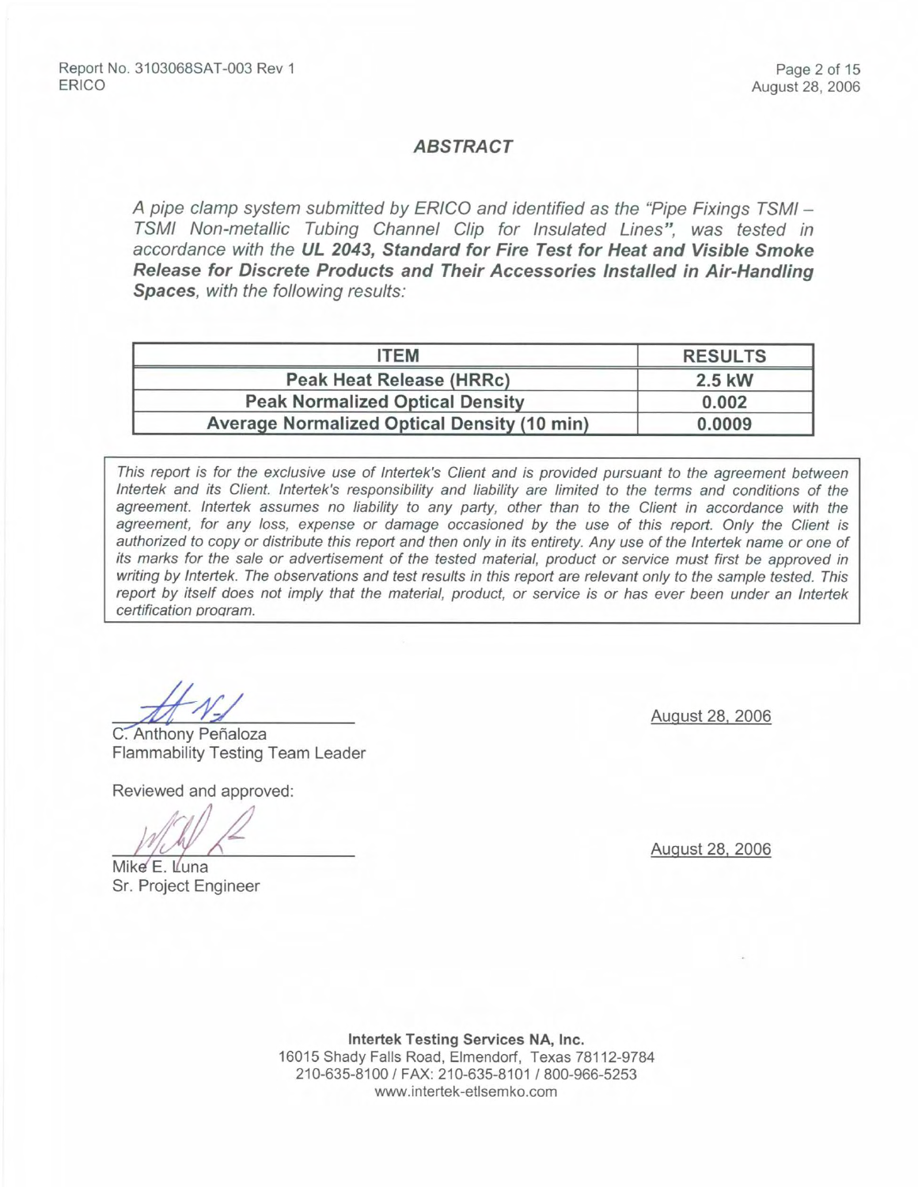## *ABSTRACT*

*A pipe clamp system submitted by ERICO and identified as the "Pipe Fixings TSMI – TSMI Non-metallic Tubing Channel Clip for Insulated Lines", was tested in accordance with the* ***UL 2043, Standard for Fire Test for Heat and Visible Smoke Release for Discrete Products and Their Accessories Installed in Air-Handling Spaces****, with the following results:*

| ITEM | RESULTS |
|---|---|
| **Peak Heat Release (HRRc)** | **2.5 kW** |
| **Peak Normalized Optical Density** | **0.002** |
| **Average Normalized Optical Density (10 min)** | **0.0009** |

*This report is for the exclusive use of Intertek's Client and is provided pursuant to the agreement between Intertek and its Client. Intertek's responsibility and liability are limited to the terms and conditions of the agreement. Intertek assumes no liability to any party, other than to the Client in accordance with the agreement, for any loss, expense or damage occasioned by the use of this report. Only the Client is authorized to copy or distribute this report and then only in its entirety. Any use of the Intertek name or one of its marks for the sale or advertisement of the tested material, product or service must first be approved in writing by Intertek. The observations and test results in this report are relevant only to the sample tested. This report by itself does not imply that the material, product, or service is or has ever been under an Intertek certification program.*

C. Anthony Peñaloza
Flammability Testing Team Leader

August 28, 2006

Reviewed and approved:

Mike E. Luna
Sr. Project Engineer

August 28, 2006

**Intertek Testing Services NA, Inc.**
16015 Shady Falls Road, Elmendorf, Texas 78112-9784
210-635-8100 / FAX: 210-635-8101 / 800-966-5253
www.intertek-etlsemko.com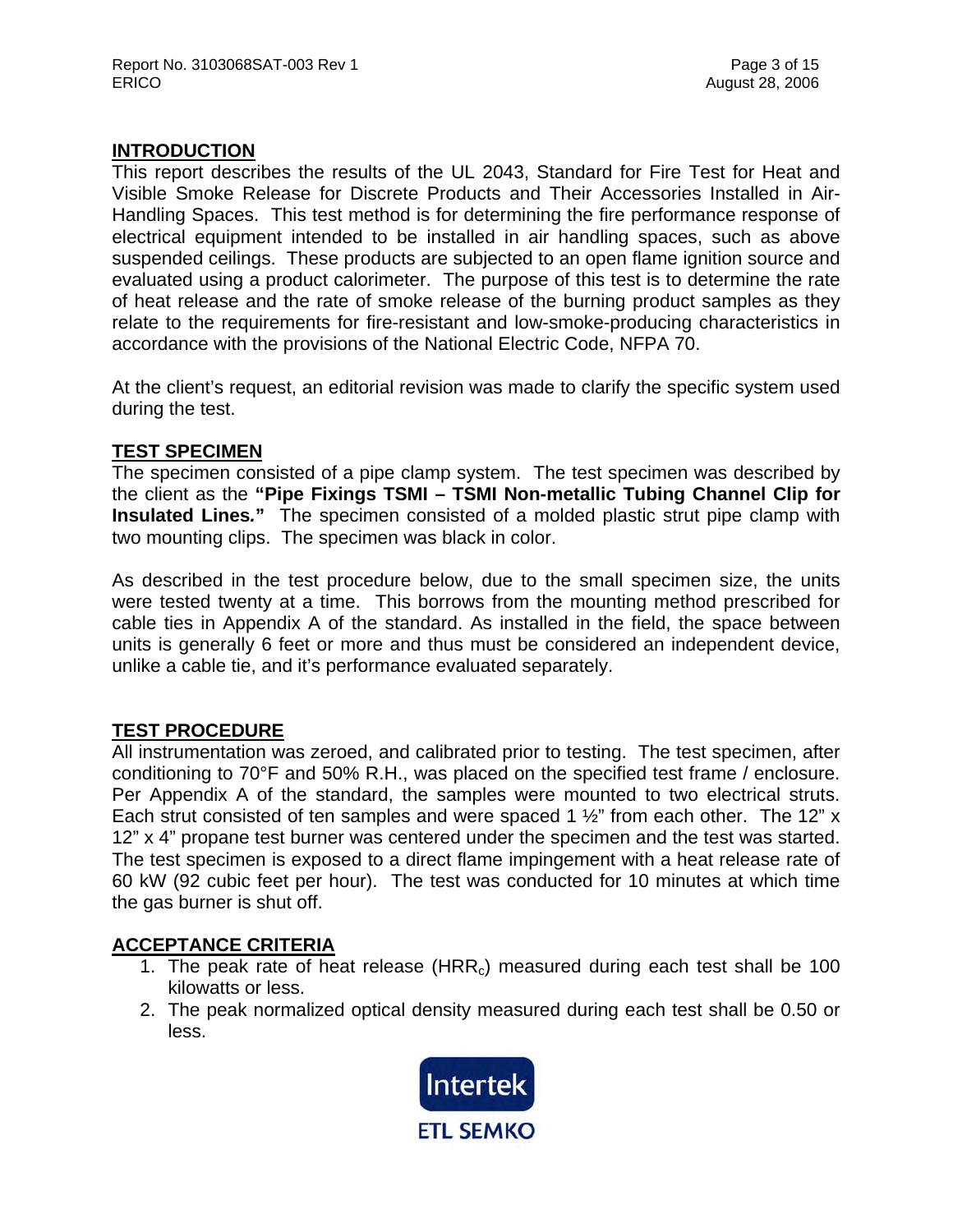## INTRODUCTION

This report describes the results of the UL 2043, Standard for Fire Test for Heat and Visible Smoke Release for Discrete Products and Their Accessories Installed in Air-Handling Spaces. This test method is for determining the fire performance response of electrical equipment intended to be installed in air handling spaces, such as above suspended ceilings. These products are subjected to an open flame ignition source and evaluated using a product calorimeter. The purpose of this test is to determine the rate of heat release and the rate of smoke release of the burning product samples as they relate to the requirements for fire-resistant and low-smoke-producing characteristics in accordance with the provisions of the National Electric Code, NFPA 70.

At the client's request, an editorial revision was made to clarify the specific system used during the test.

## TEST SPECIMEN

The specimen consisted of a pipe clamp system. The test specimen was described by the client as the **"Pipe Fixings TSMI – TSMI Non-metallic Tubing Channel Clip for Insulated Lines."** The specimen consisted of a molded plastic strut pipe clamp with two mounting clips. The specimen was black in color.

As described in the test procedure below, due to the small specimen size, the units were tested twenty at a time. This borrows from the mounting method prescribed for cable ties in Appendix A of the standard. As installed in the field, the space between units is generally 6 feet or more and thus must be considered an independent device, unlike a cable tie, and it's performance evaluated separately.

## TEST PROCEDURE

All instrumentation was zeroed, and calibrated prior to testing. The test specimen, after conditioning to 70°F and 50% R.H., was placed on the specified test frame / enclosure. Per Appendix A of the standard, the samples were mounted to two electrical struts. Each strut consisted of ten samples and were spaced 1 ½" from each other. The 12" x 12" x 4" propane test burner was centered under the specimen and the test was started. The test specimen is exposed to a direct flame impingement with a heat release rate of 60 kW (92 cubic feet per hour). The test was conducted for 10 minutes at which time the gas burner is shut off.

## ACCEPTANCE CRITERIA

1. The peak rate of heat release ($HRR_c$) measured during each test shall be 100 kilowatts or less.
2. The peak normalized optical density measured during each test shall be 0.50 or less.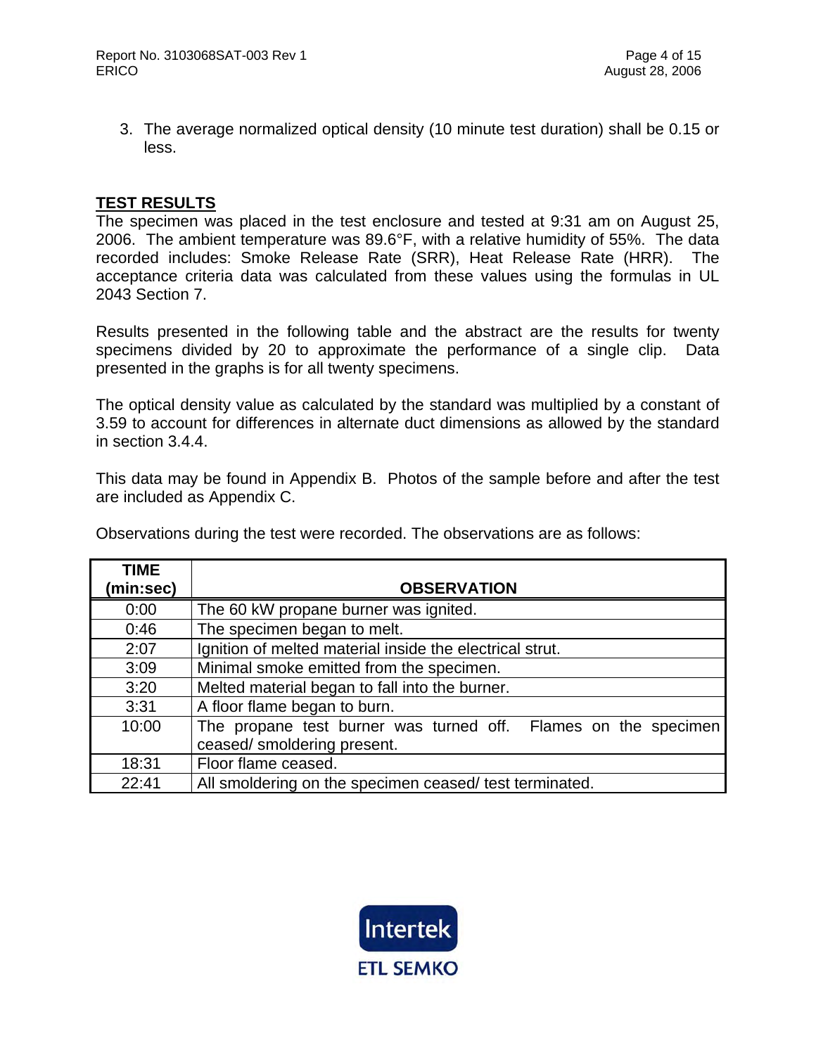3. The average normalized optical density (10 minute test duration) shall be 0.15 or less.

## TEST RESULTS

The specimen was placed in the test enclosure and tested at 9:31 am on August 25, 2006. The ambient temperature was 89.6°F, with a relative humidity of 55%. The data recorded includes: Smoke Release Rate (SRR), Heat Release Rate (HRR). The acceptance criteria data was calculated from these values using the formulas in UL 2043 Section 7.

Results presented in the following table and the abstract are the results for twenty specimens divided by 20 to approximate the performance of a single clip. Data presented in the graphs is for all twenty specimens.

The optical density value as calculated by the standard was multiplied by a constant of 3.59 to account for differences in alternate duct dimensions as allowed by the standard in section 3.4.4.

This data may be found in Appendix B. Photos of the sample before and after the test are included as Appendix C.

Observations during the test were recorded. The observations are as follows:

| TIME (min:sec) | OBSERVATION |
|---|---|
| 0:00 | The 60 kW propane burner was ignited. |
| 0:46 | The specimen began to melt. |
| 2:07 | Ignition of melted material inside the electrical strut. |
| 3:09 | Minimal smoke emitted from the specimen. |
| 3:20 | Melted material began to fall into the burner. |
| 3:31 | A floor flame began to burn. |
| 10:00 | The propane test burner was turned off. Flames on the specimen ceased/ smoldering present. |
| 18:31 | Floor flame ceased. |
| 22:41 | All smoldering on the specimen ceased/ test terminated. |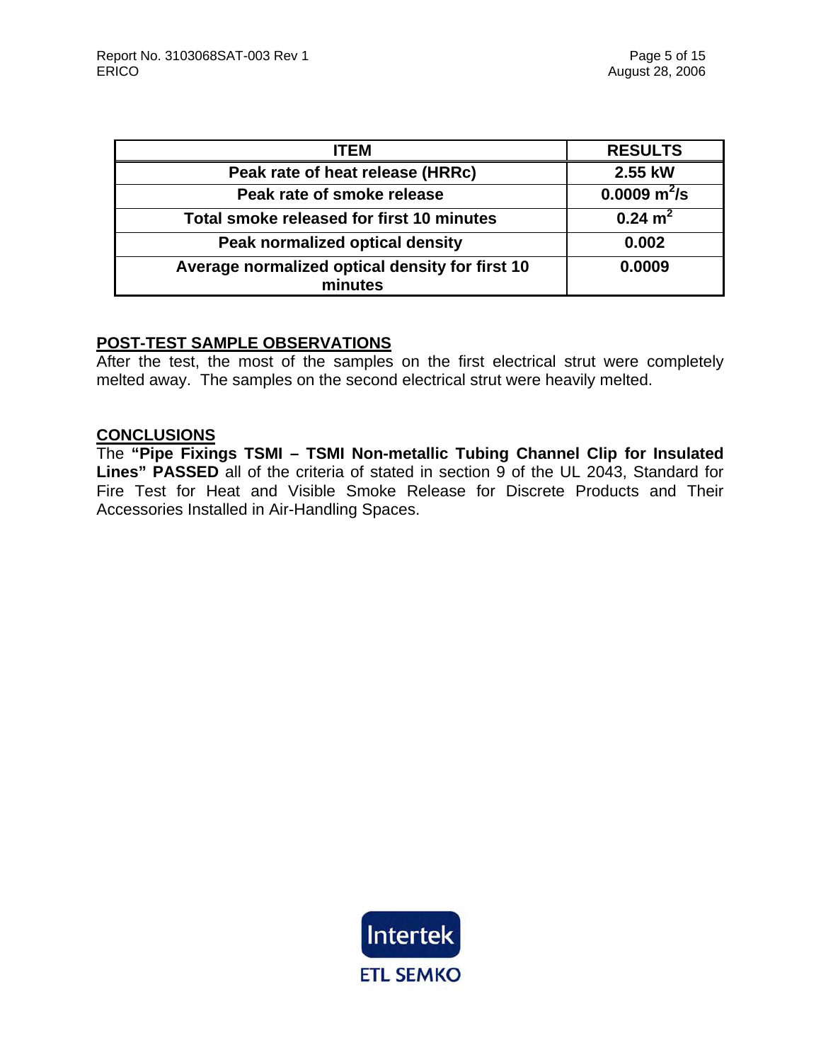| ITEM | RESULTS |
| --- | --- |
| **Peak rate of heat release (HRRc)** | **2.55 kW** |
| **Peak rate of smoke release** | **0.0009 $m^2/s$** |
| **Total smoke released for first 10 minutes** | **0.24 $m^2$** |
| **Peak normalized optical density** | **0.002** |
| **Average normalized optical density for first 10 minutes** | **0.0009** |

## POST-TEST SAMPLE OBSERVATIONS

After the test, the most of the samples on the first electrical strut were completely melted away. The samples on the second electrical strut were heavily melted.

## CONCLUSIONS

The **"Pipe Fixings TSMI – TSMI Non-metallic Tubing Channel Clip for Insulated Lines" PASSED** all of the criteria of stated in section 9 of the UL 2043, Standard for Fire Test for Heat and Visible Smoke Release for Discrete Products and Their Accessories Installed in Air-Handling Spaces.

Intertek
ETL SEMKO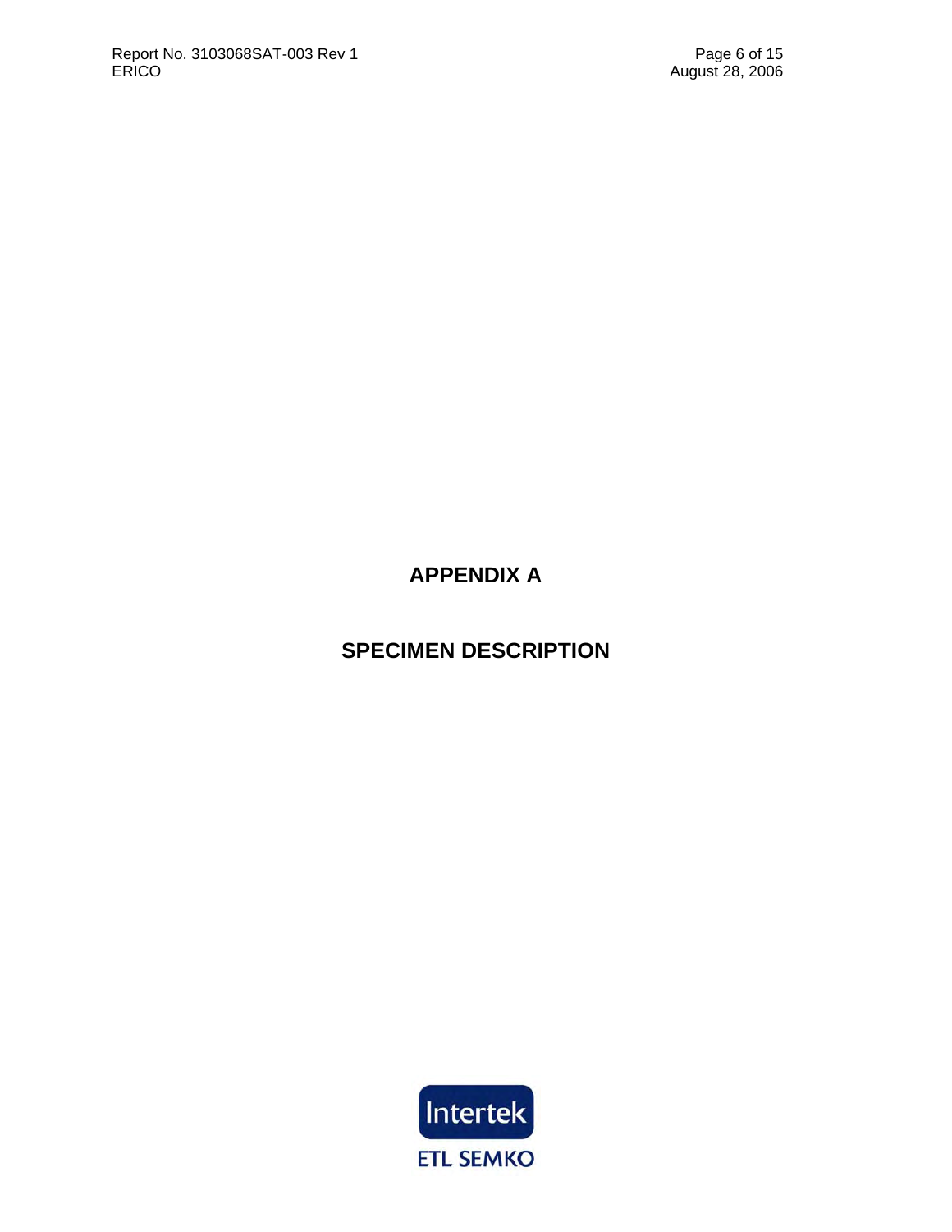# APPENDIX A

# SPECIMEN DESCRIPTION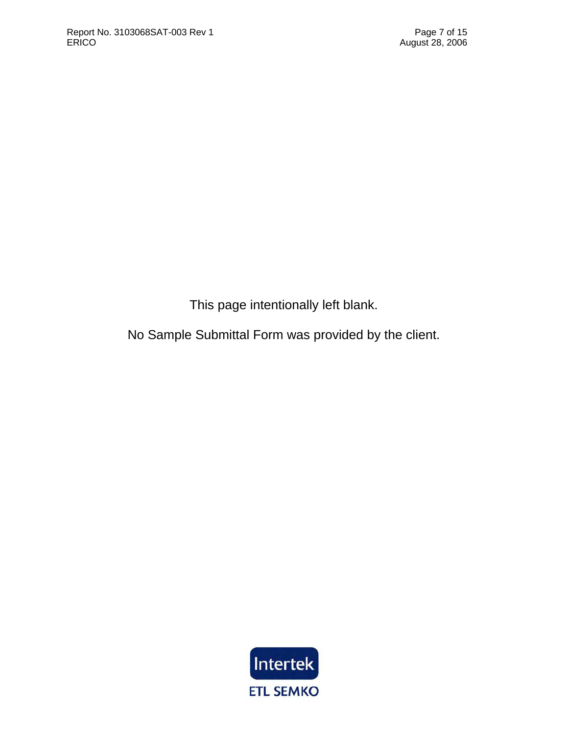This page intentionally left blank.

No Sample Submittal Form was provided by the client.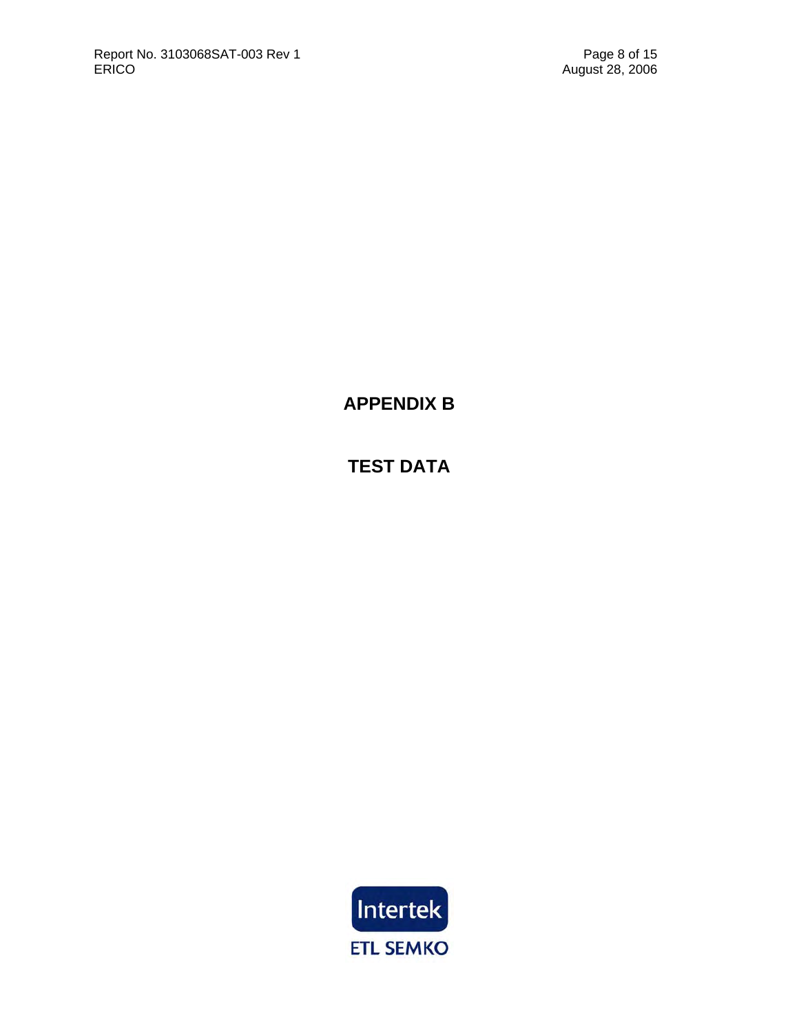# APPENDIX B

# TEST DATA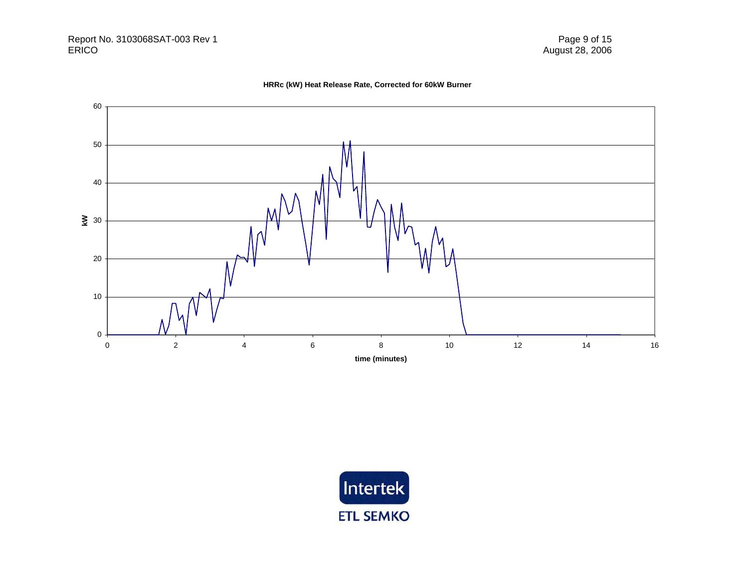**HRRc (kW) Heat Release Rate, Corrected for 60kW Burner**

kW

time (minutes)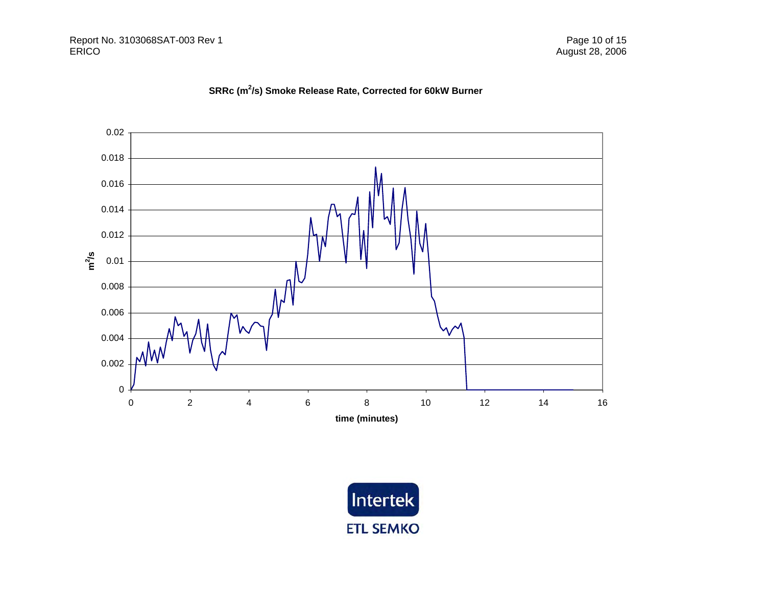**SRRc ($m^2/s$) Smoke Release Rate, Corrected for 60kW Burner**

$m^2/s$

0.02
0.018
0.016
0.014
0.012
0.01
0.008
0.006
0.004
0.002
0

0 2 4 6 8 10 12 14 16

**time (minutes)**

Intertek

ETL SEMKO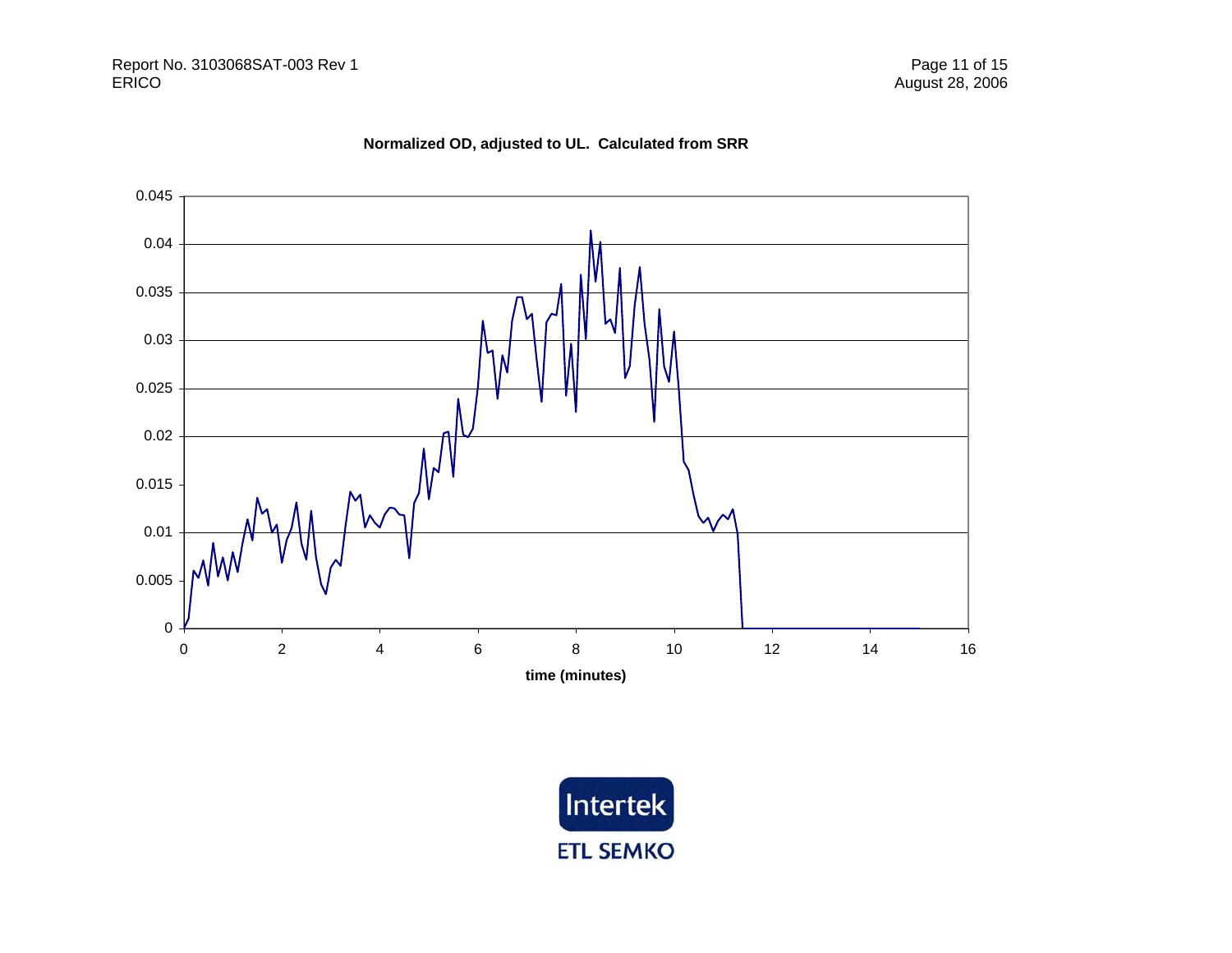**Normalized OD, adjusted to UL. Calculated from SRR**

0.045

0.04

0.035

0.03

0.025

0.02

0.015

0.01

0.005

0

0 2 4 6 8 10 12 14 16

**time (minutes)**

Intertek

ETL SEMKO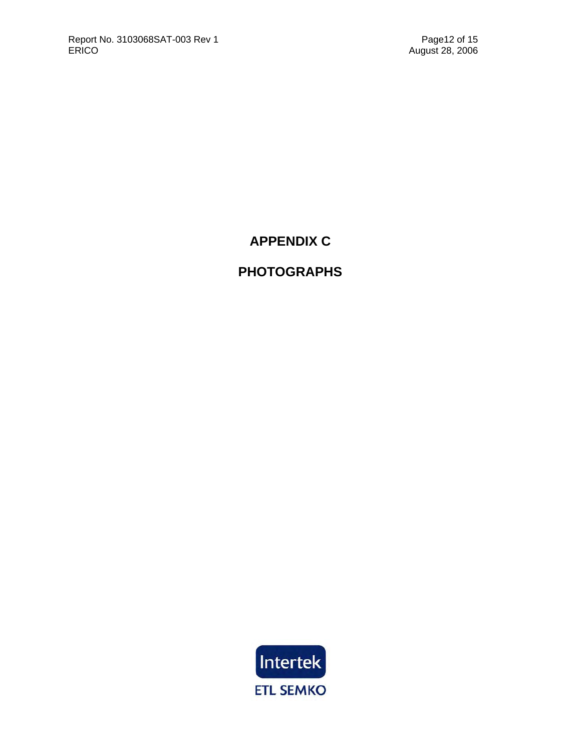# APPENDIX C

# PHOTOGRAPHS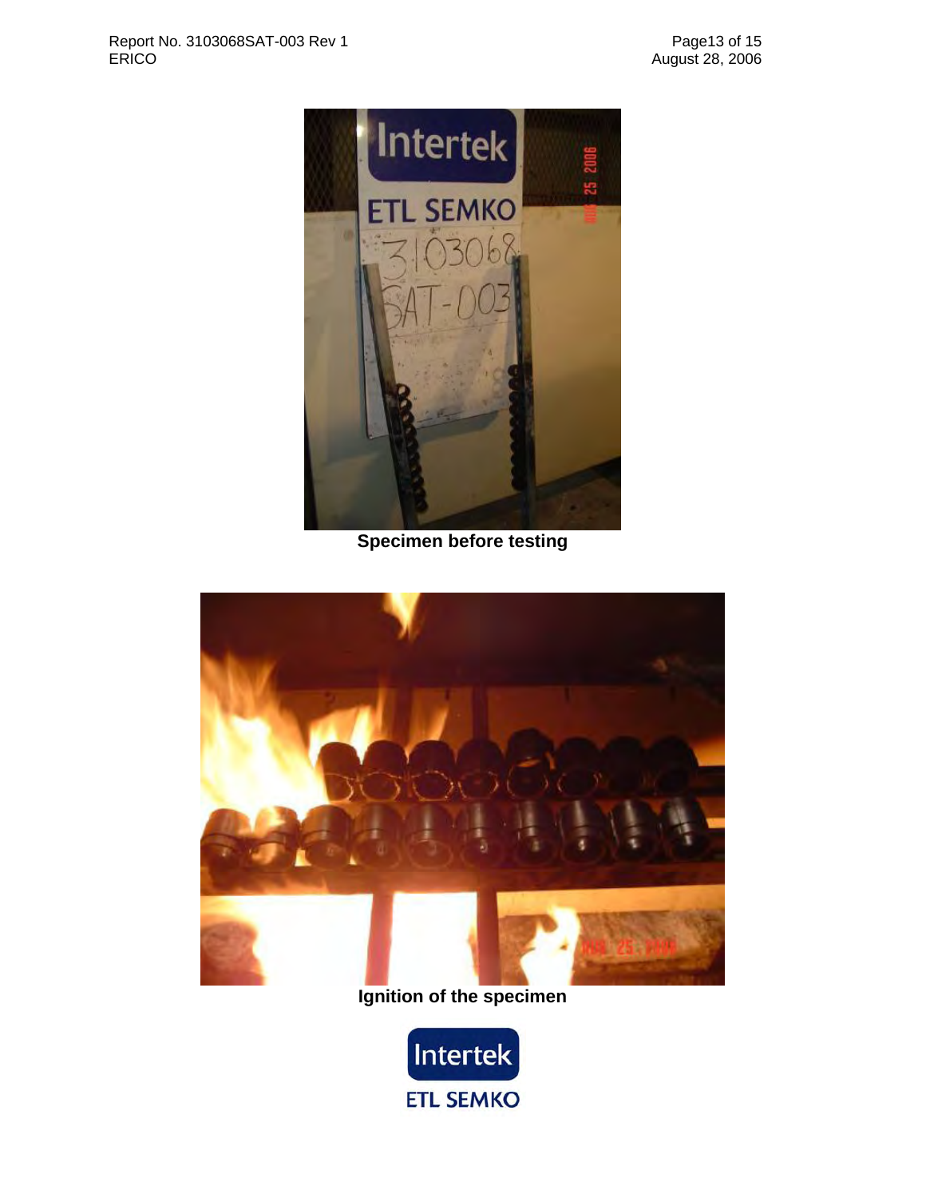Specimen before testing

Ignition of the specimen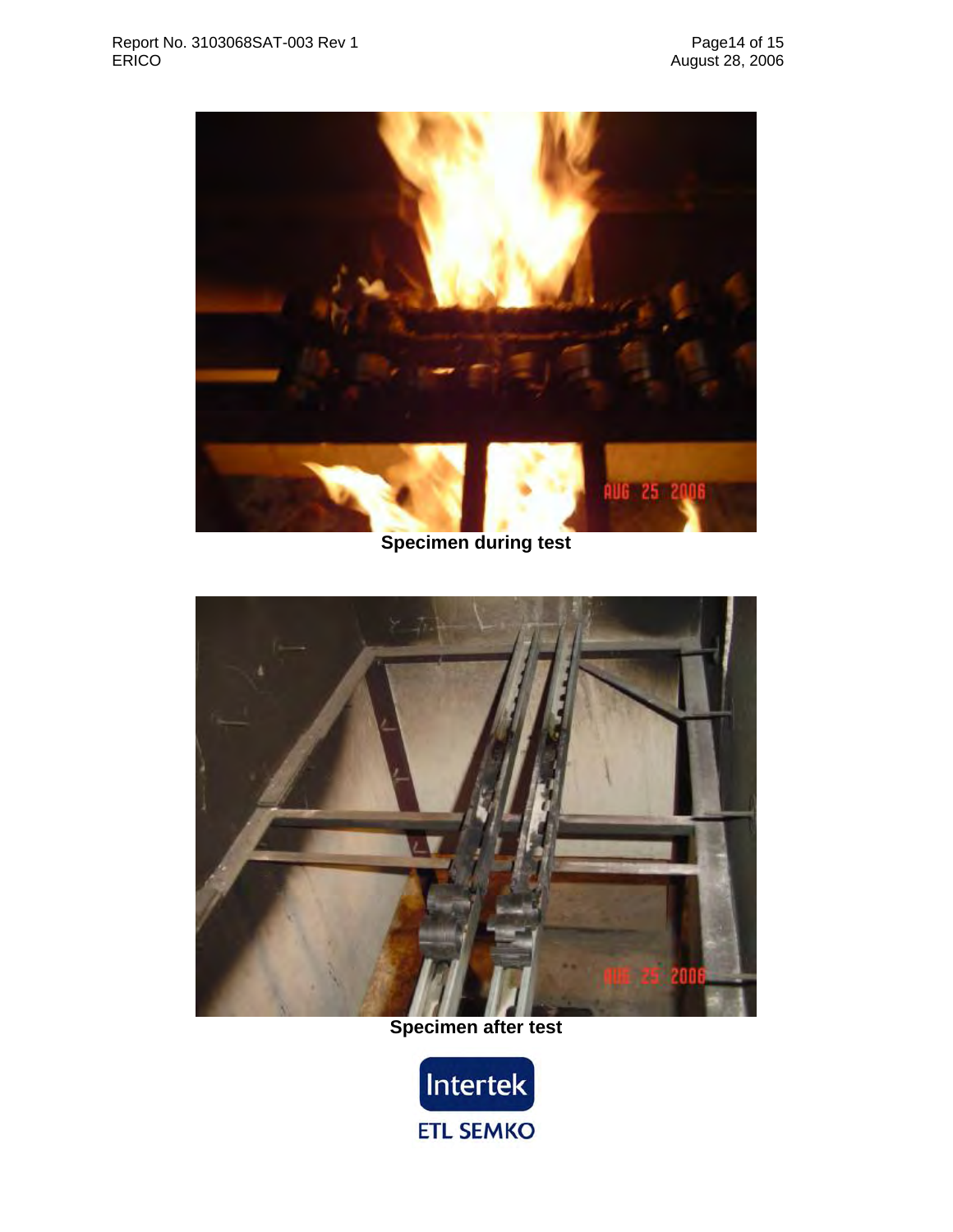Specimen during test

Specimen after test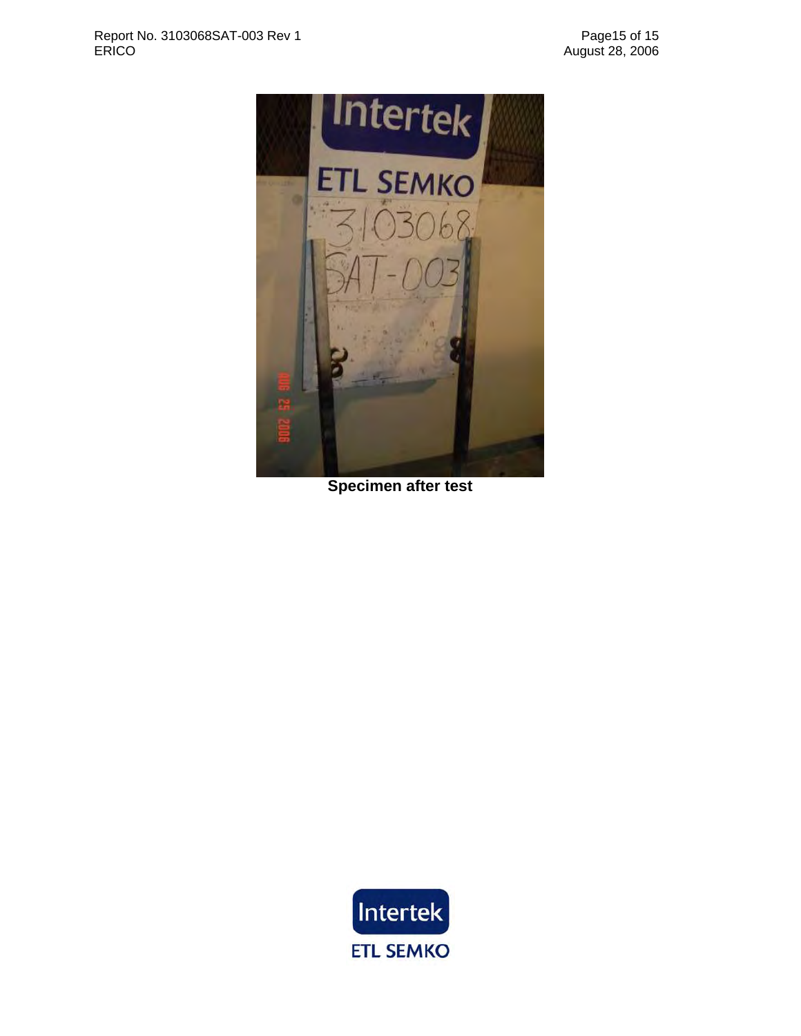Specimen after test